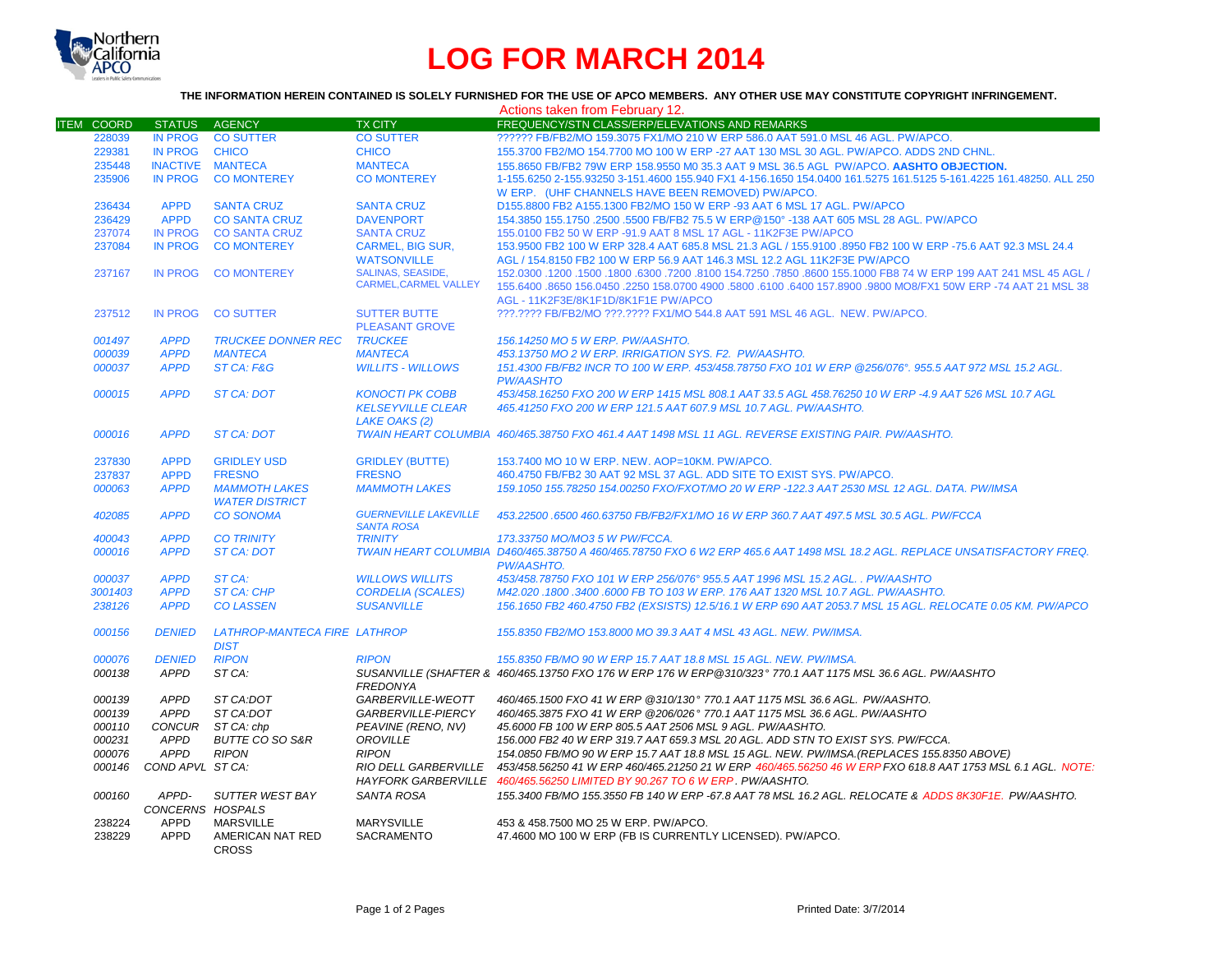# LOG FOR MARCH 2014

**THE INFORMATION HEREIN CONTAINED IS SOLELY FURNISHED FOR THE USE OF APCO MEMBERS. ANY OTHER USE MAY CONSTITUTE COPYRIGHT INFRINGEMENT.**

Actions taken from February 12.

| ITEM | COORD | STATUS | AGENCY | TX CITY | FREQUENCY/STN CLASS/ERP/ELEVATIONS AND REMARKS |
|---|---|---|---|---|---|
| | 228039 | IN PROG | CO SUTTER | CO SUTTER | ?????? FB/FB2/MO 159.3075 FX1/MO 210 W ERP 586.0 AAT 591.0 MSL 46 AGL. PW/APCO. |
| | 229381 | IN PROG | CHICO | CHICO | 155.3700 FB2/MO 154.7700 MO 100 W ERP -27 AAT 130 MSL 30 AGL. PW/APCO. ADDS 2ND CHNL. |
| | 235448 | INACTIVE | MANTECA | MANTECA | 155.8650 FB/FB2 79W ERP 158.9550 M0 35.3 AAT 9 MSL 36.5 AGL PW/APCO. **AASHTO OBJECTION.** |
| | 235906 | IN PROG | CO MONTEREY | CO MONTEREY | 1-155.6250 2-155.93250 3-151.4600 155.940 FX1 4-156.1650 154.0400 161.5275 161.5125 5-161.4225 161.48250. ALL 250 W ERP. (UHF CHANNELS HAVE BEEN REMOVED) PW/APCO. |
| | 236434 | APPD | SANTA CRUZ | SANTA CRUZ | D155.8800 FB2 A155.1300 FB2/MO 150 W ERP -93 AAT 6 MSL 17 AGL. PW/APCO |
| | 236429 | APPD | CO SANTA CRUZ | DAVENPORT | 154.3850 155.1750 .2500 .5500 FB/FB2 75.5 W ERP@150° -138 AAT 605 MSL 28 AGL. PW/APCO |
| | 237074 | IN PROG | CO SANTA CRUZ | SANTA CRUZ | 155.0100 FB2 50 W ERP -91.9 AAT 8 MSL 17 AGL - 11K2F3E PW/APCO |
| | 237084 | IN PROG | CO MONTEREY | CARMEL, BIG SUR, WATSONVILLE | 153.9500 FB2 100 W ERP 328.4 AAT 685.8 MSL 21.3 AGL / 155.9100 .8950 FB2 100 W ERP -75.6 AAT 92.3 MSL 24.4 AGL / 154.8150 FB2 100 W ERP 56.9 AAT 146.3 MSL 12.2 AGL 11K2F3E PW/APCO |
| | 237167 | IN PROG | CO MONTEREY | SALINAS, SEASIDE, CARMEL,CARMEL VALLEY | 152.0300 .1200 .1500 .1800 .6300 .7200 .8100 154.7250 .7850 .8600 155.1000 FB8 74 W ERP 199 AAT 241 MSL 45 AGL / 155.6400 .8650 156.0450 .2250 158.0700 4900 .5800 .6100 .6400 157.8900 .9800 MO8/FX1 50W ERP -74 AAT 21 MSL 38 AGL - 11K2F3E/8K1F1D/8K1F1E PW/APCO |
| | 237512 | IN PROG | CO SUTTER | SUTTER BUTTE PLEASANT GROVE | ???.???? FB/FB2/MO ???.???? FX1/MO 544.8 AAT 591 MSL 46 AGL. NEW. PW/APCO. |
| | *001497* | *APPD* | *TRUCKEE DONNER REC* | *TRUCKEE* | *156.14250 MO 5 W ERP. PW/AASHTO.* |
| | *000039* | *APPD* | *MANTECA* | *MANTECA* | *453.13750 MO 2 W ERP. IRRIGATION SYS. F2. PW/AASHTO.* |
| | *000037* | *APPD* | *ST CA: F&G* | *WILLITS - WILLOWS* | *151.4300 FB/FB2 INCR TO 100 W ERP. 453/458.78750 FXO 101 W ERP @256/076°. 955.5 AAT 972 MSL 15.2 AGL. PW/AASHTO* |
| | *000015* | *APPD* | *ST CA: DOT* | *KONOCTI PK COBB KELSEYVILLE CLEAR LAKE OAKS (2)* | *453/458.16250 FXO 200 W ERP 1415 MSL 808.1 AAT 33.5 AGL 458.76250 10 W ERP -4.9 AAT 526 MSL 10.7 AGL 465.41250 FXO 200 W ERP 121.5 AAT 607.9 MSL 10.7 AGL. PW/AASHTO.* |
| | *000016* | *APPD* | *ST CA: DOT* | *TWAIN HEART COLUMBIA* | *460/465.38750 FXO 461.4 AAT 1498 MSL 11 AGL. REVERSE EXISTING PAIR. PW/AASHTO.* |
| | 237830 | APPD | GRIDLEY USD | GRIDLEY (BUTTE) | 153.7400 MO 10 W ERP. NEW. AOP=10KM. PW/APCO. |
| | 237837 | APPD | FRESNO | FRESNO | 460.4750 FB/FB2 30 AAT 92 MSL 37 AGL. ADD SITE TO EXIST SYS. PW/APCO. |
| | *000063* | *APPD* | *MAMMOTH LAKES WATER DISTRICT* | *MAMMOTH LAKES* | *159.1050 155.78250 154.00250 FXO/FXOT/MO 20 W ERP -122.3 AAT 2530 MSL 12 AGL. DATA. PW/IMSA* |
| | *402085* | *APPD* | *CO SONOMA* | *GUERNEVILLE LAKEVILLE SANTA ROSA* | *453.22500 .6500 460.63750 FB/FB2/FX1/MO 16 W ERP 360.7 AAT 497.5 MSL 30.5 AGL. PW/FCCA* |
| | *400043* | *APPD* | *CO TRINITY* | *TRINITY* | *173.33750 MO/MO3 5 W PW/FCCA.* |
| | *000016* | *APPD* | *ST CA: DOT* | *TWAIN HEART COLUMBIA* | *D460/465.38750 A 460/465.78750 FXO 6 W2 ERP 465.6 AAT 1498 MSL 18.2 AGL. REPLACE UNSATISFACTORY FREQ. PW/AASHTO.* |
| | *000037* | *APPD* | *ST CA:* | *WILLOWS WILLITS* | *453/458.78750 FXO 101 W ERP 256/076° 955.5 AAT 1996 MSL 15.2 AGL. . PW/AASHTO* |
| | *3001403* | *APPD* | *ST CA: CHP* | *CORDELIA (SCALES)* | *M42.020 .1800 .3400 .6000 FB TO 103 W ERP. 176 AAT 1320 MSL 10.7 AGL. PW/AASHTO.* |
| | *238126* | *APPD* | *CO LASSEN* | *SUSANVILLE* | *156.1650 FB2 460.4750 FB2 (EXSISTS) 12.5/16.1 W ERP 690 AAT 2053.7 MSL 15 AGL. RELOCATE 0.05 KM. PW/APCO* |
| | *000156* | *DENIED* | *LATHROP-MANTECA FIRE DIST* | *LATHROP* | *155.8350 FB2/MO 153.8000 MO 39.3 AAT 4 MSL 43 AGL. NEW. PW/IMSA.* |
| | *000076* | *DENIED* | *RIPON* | *RIPON* | *155.8350 FB/MO 90 W ERP 15.7 AAT 18.8 MSL 15 AGL. NEW. PW/IMSA.* |
| | *000138* | *APPD* | *ST CA:* | *SUSANVILLE (SHAFTER & FREDONYA* | *460/465.13750 FXO 176 W ERP 176 W ERP@310/323° 770.1 AAT 1175 MSL 36.6 AGL. PW/AASHTO* |
| | *000139* | *APPD* | *ST CA:DOT* | *GARBERVILLE-WEOTT* | *460/465.1500 FXO 41 W ERP @310/130° 770.1 AAT 1175 MSL 36.6 AGL. PW/AASHTO.* |
| | *000139* | *APPD* | *ST CA:DOT* | *GARBERVILLE-PIERCY* | *460/465.3875 FXO 41 W ERP @206/026° 770.1 AAT 1175 MSL 36.6 AGL. PW/AASHTO* |
| | *000110* | *CONCUR* | *ST CA: chp* | *PEAVINE (RENO, NV)* | *45.6000 FB 100 W ERP 805.5 AAT 2506 MSL 9 AGL. PW/AASHTO.* |
| | *000231* | *APPD* | *BUTTE CO SO S&R* | *OROVILLE* | *156.000 FB2 40 W ERP 319.7 AAT 659.3 MSL 20 AGL. ADD STN TO EXIST SYS. PW/FCCA.* |
| | *000076* | *APPD* | *RIPON* | *RIPON* | *154.0850 FB/MO 90 W ERP 15.7 AAT 18.8 MSL 15 AGL. NEW. PW/IMSA.(REPLACES 155.8350 ABOVE)* |
| | *000146* | *COND APVL* | *ST CA:* | *RIO DELL GARBERVILLE HAYFORK GARBERVILLE* | *453/458.56250 41 W ERP 460/465.21250 21 W ERP 460/465.56250 46 W ERP FXO 618.8 AAT 1753 MSL 6.1 AGL. NOTE: 460/465.56250 LIMITED BY 90.267 TO 6 W ERP. PW/AASHTO.* |
| | *000160* | *APPD-CONCERNS* | *SUTTER WEST BAY HOSPALS* | *SANTA ROSA* | *155.3400 FB/MO 155.3550 FB 140 W ERP -67.8 AAT 78 MSL 16.2 AGL. RELOCATE & ADDS 8K30F1E. PW/AASHTO.* |
| | 238224 | APPD | MARSVILLE | MARYSVILLE | 453 & 458.7500 MO 25 W ERP. PW/APCO. |
| | 238229 | APPD | AMERICAN NAT RED CROSS | SACRAMENTO | 47.4600 MO 100 W ERP (FB IS CURRENTLY LICENSED). PW/APCO. |

Printed Date: 3/7/2014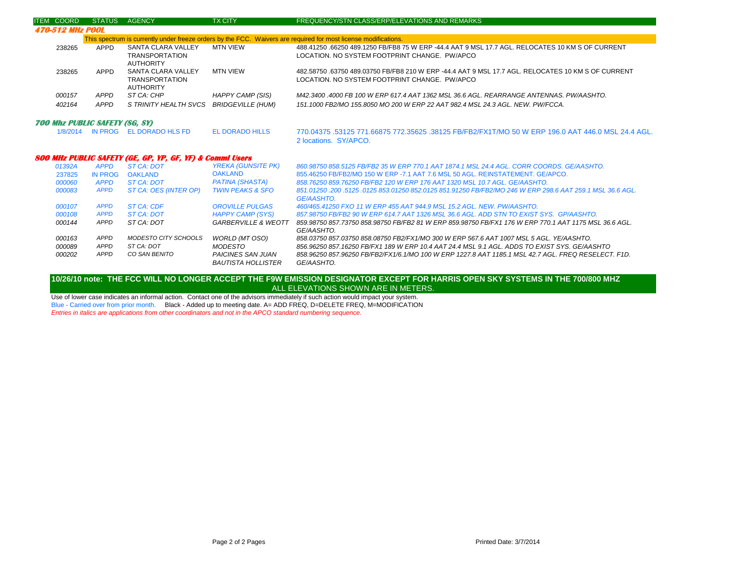| ITEM | COORD | STATUS | AGENCY | TX CITY | FREQUENCY/STN CLASS/ERP/ELEVATIONS AND REMARKS |
|---|---|---|---|---|---|
| ***470-512 MHz POOL*** | | | | | |
| | | This spectrum is currently under freeze orders by the FCC. Waivers are required for most license modifications. | | | |
| | 238265 | APPD | SANTA CLARA VALLEY TRANSPORTATION AUTHORITY | MTN VIEW | 488.41250 .66250 489.1250 FB/FB8 75 W ERP -44.4 AAT 9 MSL 17.7 AGL. RELOCATES 10 KM S OF CURRENT LOCATION. NO SYSTEM FOOTPRINT CHANGE. PW/APCO |
| | 238265 | APPD | SANTA CLARA VALLEY TRANSPORTATION AUTHORITY | MTN VIEW | 482.58750 .63750 489.03750 FB/FB8 210 W ERP -44.4 AAT 9 MSL 17.7 AGL. RELOCATES 10 KM S OF CURRENT LOCATION. NO SYSTEM FOOTPRINT CHANGE. PW/APCO |
| | *000157* | *APPD* | *ST CA: CHP* | *HAPPY CAMP (SIS)* | *M42.3400 .4000 FB 100 W ERP 617.4 AAT 1362 MSL 36.6 AGL. REARRANGE ANTENNAS. PW/AASHTO.* |
| | *402164* | *APPD* | *S TRINITY HEALTH SVCS* | *BRIDGEVILLE (HUM)* | *151.1000 FB2/MO 155.8050 MO 200 W ERP 22 AAT 982.4 MSL 24.3 AGL. NEW. PW/FCCA.* |
| ***700 Mhz PUBLIC SAFETY (SG, SY)*** | | | | | |
| | 1/8/2014 | IN PROG | EL DORADO HLS FD | EL DORADO HILLS | 770.04375 .53125 771.66875 772.35625 .38125 FB/FB2/FX1T/MO 50 W ERP 196.0 AAT 446.0 MSL 24.4 AGL. 2 locations. SY/APCO. |
| ***800 MHz PUBLIC SAFETY (GE, GP, YP, GF, YF) & Comml Users*** | | | | | |
| | *01392A* | *APPD* | *ST CA: DOT* | *YREKA (GUNSITE PK)* | *860.98750 858.5125 FB/FB2 35 W ERP 770.1 AAT 1874.1 MSL 24.4 AGL. CORR COORDS. GE/AASHTO.* |
| | 237825 | IN PROG | OAKLAND | OAKLAND | 855.46250 FB/FB2/MO 150 W ERP -7.1 AAT 7.6 MSL 50 AGL. REINSTATEMENT. GE/APCO. |
| | *000060* | *APPD* | *ST CA: DOT* | *PATINA (SHASTA)* | *858.76250 859.76250 FB/FB2 120 W ERP 176 AAT 1320 MSL 10.7 AGL. GE/AASHTO.* |
| | *000083* | *APPD* | *ST CA: OES (INTER OP)* | *TWIN PEAKS & SFO* | *851.01250 .200 .5125 .0125 853.01250 852.0125 851.91250 FB/FB2/MO 246 W ERP 298.6 AAT 259.1 MSL 36.6 AGL. GE/AASHTO.* |
| | *000107* | *APPD* | *ST CA: CDF* | *OROVILLE PULGAS* | *460/465.41250 FXO 11 W ERP 455 AAT 944.9 MSL 15.2 AGL. NEW. PW/AASHTO.* |
| | *000108* | *APPD* | *ST CA: DOT* | *HAPPY CAMP (SYS)* | *857.98750 FB/FB2 90 W ERP 614.7 AAT 1326 MSL 36.6 AGL. ADD STN TO EXIST SYS. GP/AASHTO.* |
| | *000144* | *APPD* | *ST CA: DOT* | *GARBERVILLE & WEOTT* | *859.98750 857.73750 858.98750 FB/FB2 81 W ERP 859.98750 FB/FX1 176 W ERP 770.1 AAT 1175 MSL 36.6 AGL. GE/AASHTO.* |
| | *000163* | *APPD* | *MODESTO CITY SCHOOLS* | *WORLD (MT OSO)* | *858.03750 857.03750 858.08750 FB2/FX1/MO 300 W ERP 567.6 AAT 1007 MSL 5 AGL. YE/AASHTO.* |
| | *000089* | *APPD* | *ST CA: DOT* | *MODESTO* | *856.96250 857.16250 FB/FX1 189 W ERP 10.4 AAT 24.4 MSL 9.1 AGL. ADDS TO EXIST SYS. GE/AASHTO* |
| | *000202* | *APPD* | *CO SAN BENITO* | *PAICINES SAN JUAN BAUTISTA HOLLISTER* | *858.96250 857.96250 FB/FB2/FX1/6.1/MO 100 W ERP 1227.8 AAT 1185.1 MSL 42.7 AGL. FREQ RESELECT. F1D. GE/AASHTO.* |

**10/26/10 note: THE FCC WILL NO LONGER ACCEPT THE F9W EMISSION DESIGNATOR EXCEPT FOR HARRIS OPEN SKY SYSTEMS IN THE 700/800 MHZ**

ALL ELEVATIONS SHOWN ARE IN METERS.

Use of lower case indicates an informal action. Contact one of the advisors immediately if such action would impact your system.

Blue - Carried over from prior month. Black - Added up to meeting date. A= ADD FREQ, D=DELETE FREQ, M=MODIFICATION

*Entries in italics are applications from other coordinators and not in the APCO standard numbering sequence.*

Printed Date: 3/7/2014